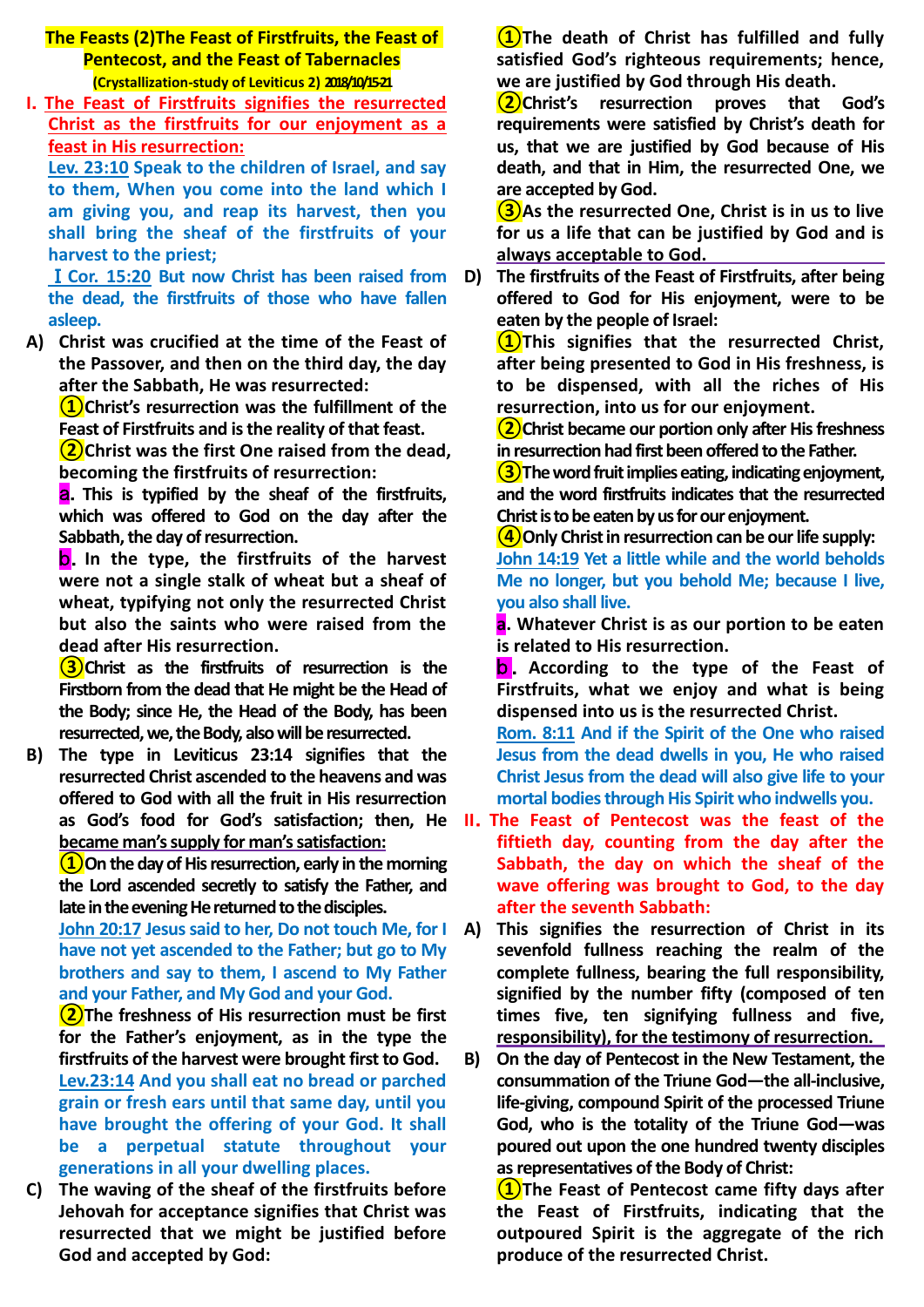# The Feasts (2)The Feast of Firstfruits, the Feast of Pentecost, and the Feast of Tabernacles

**(Crystallization-study of Leviticus 2) 2018/10/15-21**

## I. The Feast of Firstfruits signifies the resurrected Christ as the firstfruits for our enjoyment as a feast in His resurrection:

**Lev. 23:10** Speak to the children of Israel, and say to them, When you come into the land which I am giving you, and reap its harvest, then you shall bring the sheaf of the firstfruits of your harvest to the priest;

**I Cor. 15:20** But now Christ has been raised from the dead, the firstfruits of those who have fallen asleep.

**A)** Christ was crucified at the time of the Feast of the Passover, and then on the third day, the day after the Sabbath, He was resurrected:

①Christ's resurrection was the fulfillment of the Feast of Firstfruits and is the reality of that feast.

②Christ was the first One raised from the dead, becoming the firstfruits of resurrection:

a. This is typified by the sheaf of the firstfruits, which was offered to God on the day after the Sabbath, the day of resurrection.

b. In the type, the firstfruits of the harvest were not a single stalk of wheat but a sheaf of wheat, typifying not only the resurrected Christ but also the saints who were raised from the dead after His resurrection.

③Christ as the firstfruits of resurrection is the Firstborn from the dead that He might be the Head of the Body; since He, the Head of the Body, has been resurrected, we, the Body, also will be resurrected.

**B)** The type in Leviticus 23:14 signifies that the resurrected Christ ascended to the heavens and was offered to God with all the fruit in His resurrection as God's food for God's satisfaction; then, He became man's supply for man's satisfaction:

①On the day of His resurrection, early in the morning the Lord ascended secretly to satisfy the Father, and late in the evening He returned to the disciples.

**John 20:17** Jesus said to her, Do not touch Me, for I have not yet ascended to the Father; but go to My brothers and say to them, I ascend to My Father and your Father, and My God and your God.

②The freshness of His resurrection must be first for the Father's enjoyment, as in the type the firstfruits of the harvest were brought first to God.

**Lev.23:14** And you shall eat no bread or parched grain or fresh ears until that same day, until you have brought the offering of your God. It shall be a perpetual statute throughout your generations in all your dwelling places.

**C)** The waving of the sheaf of the firstfruits before Jehovah for acceptance signifies that Christ was resurrected that we might be justified before God and accepted by God:

①The death of Christ has fulfilled and fully satisfied God's righteous requirements; hence, we are justified by God through His death.

②Christ's resurrection proves that God's requirements were satisfied by Christ's death for us, that we are justified by God because of His death, and that in Him, the resurrected One, we are accepted by God.

③As the resurrected One, Christ is in us to live for us a life that can be justified by God and is always acceptable to God.

**D)** The firstfruits of the Feast of Firstfruits, after being offered to God for His enjoyment, were to be eaten by the people of Israel:

①This signifies that the resurrected Christ, after being presented to God in His freshness, is to be dispensed, with all the riches of His resurrection, into us for our enjoyment.

②Christ became our portion only after His freshness in resurrection had first been offered to the Father.

③The word fruit implies eating, indicating enjoyment, and the word firstfruits indicates that the resurrected Christ is to be eaten by us for our enjoyment.

④Only Christ in resurrection can be our life supply:

**John 14:19** Yet a little while and the world beholds Me no longer, but you behold Me; because I live, you also shall live.

a. Whatever Christ is as our portion to be eaten is related to His resurrection.

b. According to the type of the Feast of Firstfruits, what we enjoy and what is being dispensed into us is the resurrected Christ.

**Rom. 8:11** And if the Spirit of the One who raised Jesus from the dead dwells in you, He who raised Christ Jesus from the dead will also give life to your mortal bodies through His Spirit who indwells you.

## II. The Feast of Pentecost was the feast of the fiftieth day, counting from the day after the Sabbath, the day on which the sheaf of the wave offering was brought to God, to the day after the seventh Sabbath:

**A)** This signifies the resurrection of Christ in its sevenfold fullness reaching the realm of the complete fullness, bearing the full responsibility, signified by the number fifty (composed of ten times five, ten signifying fullness and five, responsibility), for the testimony of resurrection.

**B)** On the day of Pentecost in the New Testament, the consummation of the Triune God—the all-inclusive, life-giving, compound Spirit of the processed Triune God, who is the totality of the Triune God—was poured out upon the one hundred twenty disciples as representatives of the Body of Christ:

①The Feast of Pentecost came fifty days after the Feast of Firstfruits, indicating that the outpoured Spirit is the aggregate of the rich produce of the resurrected Christ.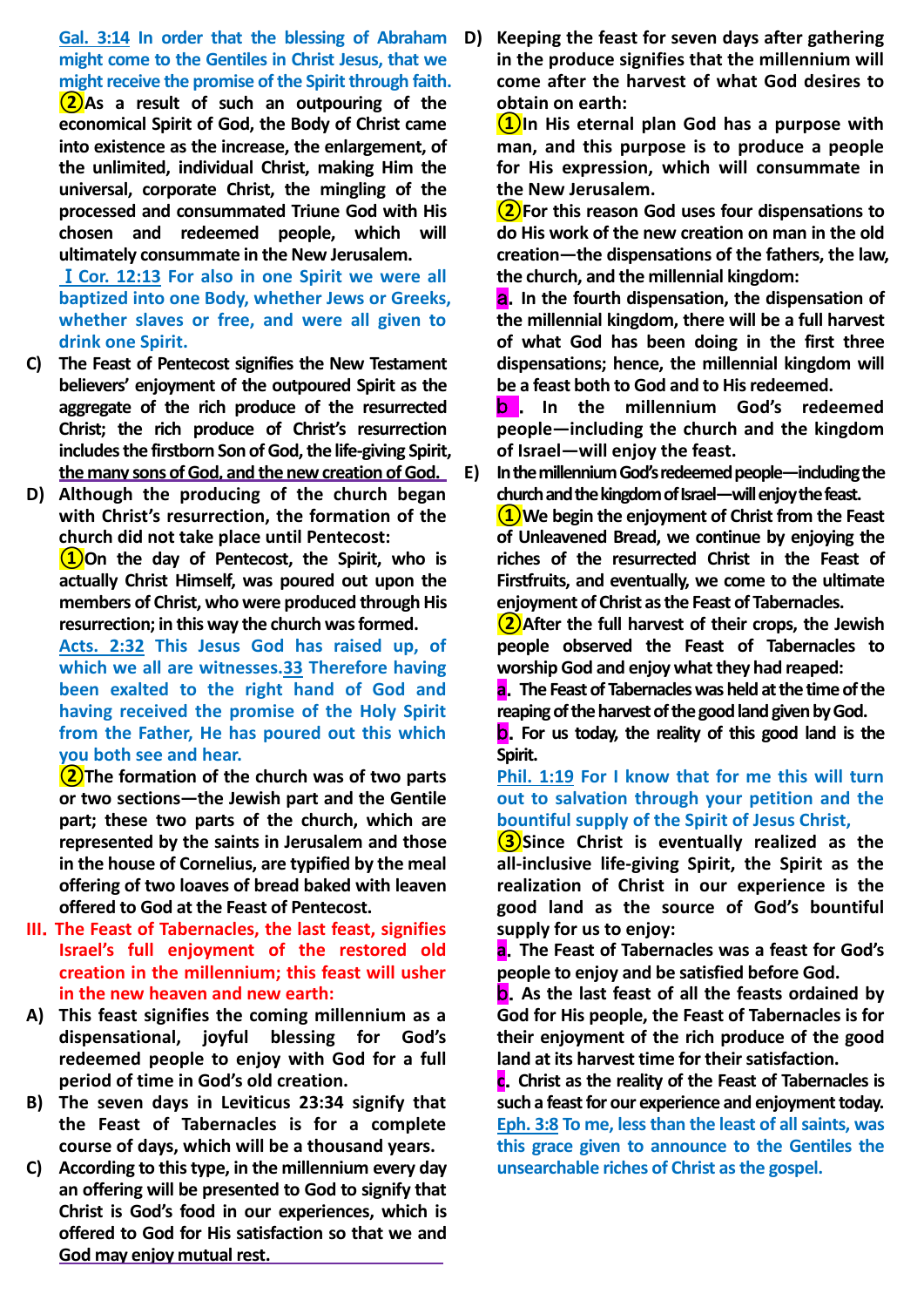Gal. 3:14 In order that the blessing of Abraham might come to the Gentiles in Christ Jesus, that we might receive the promise of the Spirit through faith.

②As a result of such an outpouring of the economical Spirit of God, the Body of Christ came into existence as the increase, the enlargement, of the unlimited, individual Christ, making Him the universal, corporate Christ, the mingling of the processed and consummated Triune God with His chosen and redeemed people, which will ultimately consummate in the New Jerusalem.

I Cor. 12:13 For also in one Spirit we were all baptized into one Body, whether Jews or Greeks, whether slaves or free, and were all given to drink one Spirit.

C) The Feast of Pentecost signifies the New Testament believers' enjoyment of the outpoured Spirit as the aggregate of the rich produce of the resurrected Christ; the rich produce of Christ's resurrection includes the firstborn Son of God, the life-giving Spirit, the many sons of God, and the new creation of God.

D) Although the producing of the church began with Christ's resurrection, the formation of the church did not take place until Pentecost:

①On the day of Pentecost, the Spirit, who is actually Christ Himself, was poured out upon the members of Christ, who were produced through His resurrection; in this way the church was formed.

Acts. 2:32 This Jesus God has raised up, of which we all are witnesses.33 Therefore having been exalted to the right hand of God and having received the promise of the Holy Spirit from the Father, He has poured out this which you both see and hear.

②The formation of the church was of two parts or two sections—the Jewish part and the Gentile part; these two parts of the church, which are represented by the saints in Jerusalem and those in the house of Cornelius, are typified by the meal offering of two loaves of bread baked with leaven offered to God at the Feast of Pentecost.

## III. The Feast of Tabernacles, the last feast, signifies Israel's full enjoyment of the restored old creation in the millennium; this feast will usher in the new heaven and new earth:

A) This feast signifies the coming millennium as a dispensational, joyful blessing for God's redeemed people to enjoy with God for a full period of time in God's old creation.

B) The seven days in Leviticus 23:34 signify that the Feast of Tabernacles is for a complete course of days, which will be a thousand years.

C) According to this type, in the millennium every day an offering will be presented to God to signify that Christ is God's food in our experiences, which is offered to God for His satisfaction so that we and God may enjoy mutual rest.

D) Keeping the feast for seven days after gathering in the produce signifies that the millennium will come after the harvest of what God desires to obtain on earth:

①In His eternal plan God has a purpose with man, and this purpose is to produce a people for His expression, which will consummate in the New Jerusalem.

②For this reason God uses four dispensations to do His work of the new creation on man in the old creation—the dispensations of the fathers, the law, the church, and the millennial kingdom:

a. In the fourth dispensation, the dispensation of the millennial kingdom, there will be a full harvest of what God has been doing in the first three dispensations; hence, the millennial kingdom will be a feast both to God and to His redeemed.

b. In the millennium God's redeemed people—including the church and the kingdom of Israel—will enjoy the feast.

E) In the millennium God's redeemed people—including the church and the kingdom of Israel—will enjoy the feast.

①We begin the enjoyment of Christ from the Feast of Unleavened Bread, we continue by enjoying the riches of the resurrected Christ in the Feast of Firstfruits, and eventually, we come to the ultimate enjoyment of Christ as the Feast of Tabernacles.

②After the full harvest of their crops, the Jewish people observed the Feast of Tabernacles to worship God and enjoy what they had reaped:

a. The Feast of Tabernacles was held at the time of the reaping of the harvest of the good land given by God.

b. For us today, the reality of this good land is the Spirit.

Phil. 1:19 For I know that for me this will turn out to salvation through your petition and the bountiful supply of the Spirit of Jesus Christ,

③Since Christ is eventually realized as the all-inclusive life-giving Spirit, the Spirit as the realization of Christ in our experience is the good land as the source of God's bountiful supply for us to enjoy:

a. The Feast of Tabernacles was a feast for God's people to enjoy and be satisfied before God.

b. As the last feast of all the feasts ordained by God for His people, the Feast of Tabernacles is for their enjoyment of the rich produce of the good land at its harvest time for their satisfaction.

c. Christ as the reality of the Feast of Tabernacles is such a feast for our experience and enjoyment today.

Eph. 3:8 To me, less than the least of all saints, was this grace given to announce to the Gentiles the unsearchable riches of Christ as the gospel.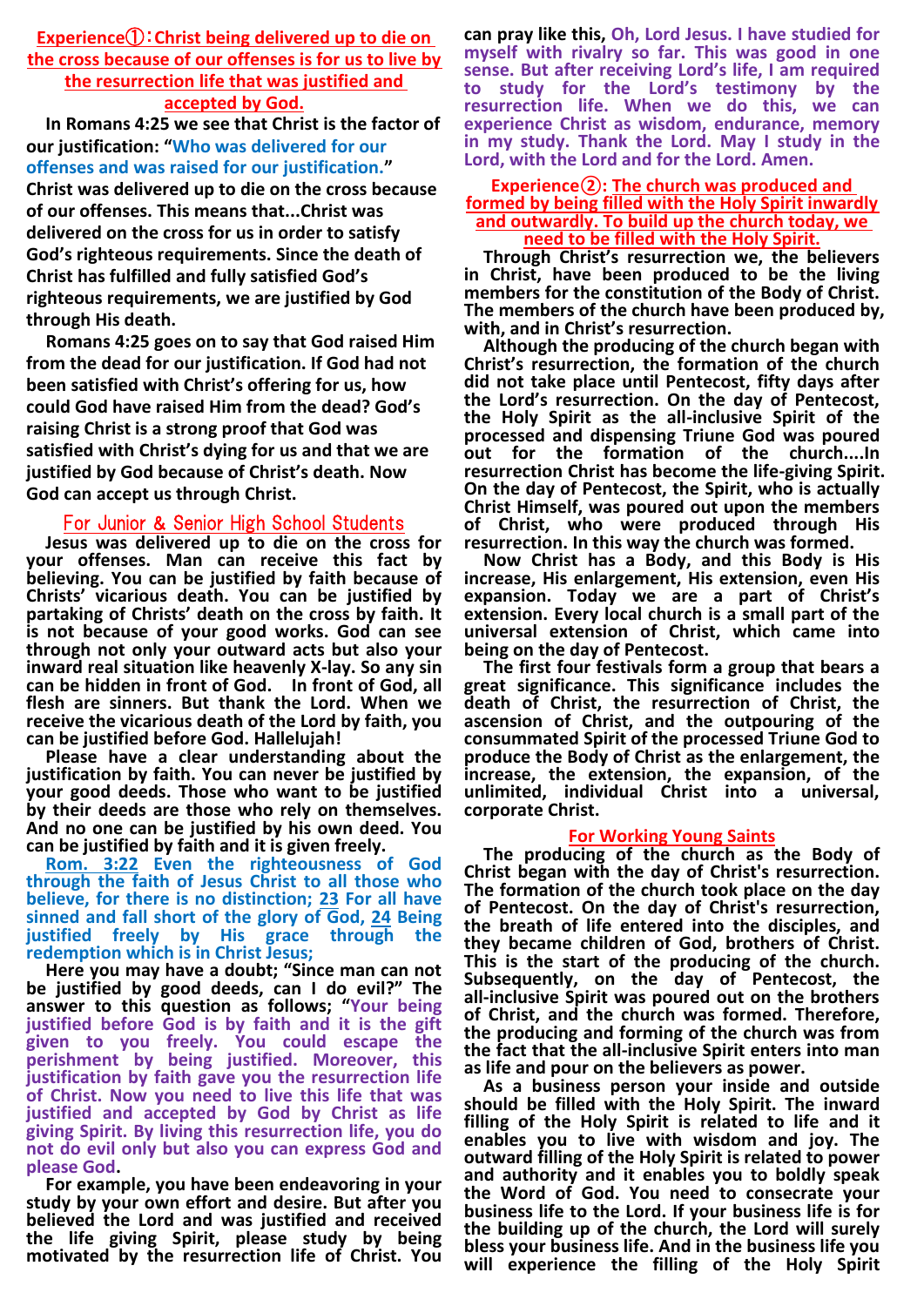## Experience①：Christ being delivered up to die on the cross because of our offenses is for us to live by the resurrection life that was justified and accepted by God.

**In Romans 4:25 we see that Christ is the factor of our justification: "Who was delivered for our offenses and was raised for our justification." Christ was delivered up to die on the cross because of our offenses. This means that...Christ was delivered on the cross for us in order to satisfy God's righteous requirements. Since the death of Christ has fulfilled and fully satisfied God's righteous requirements, we are justified by God through His death.**

**Romans 4:25 goes on to say that God raised Him from the dead for our justification. If God had not been satisfied with Christ's offering for us, how could God have raised Him from the dead? God's raising Christ is a strong proof that God was satisfied with Christ's dying for us and that we are justified by God because of Christ's death. Now God can accept us through Christ.**

### For Junior & Senior High School Students

**Jesus was delivered up to die on the cross for your offenses. Man can receive this fact by believing. You can be justified by faith because of Christs' vicarious death. You can be justified by partaking of Christs' death on the cross by faith. It is not because of your good works. God can see through not only your outward acts but also your inward real situation like heavenly X-lay. So any sin can be hidden in front of God. In front of God, all flesh are sinners. But thank the Lord. When we receive the vicarious death of the Lord by faith, you can be justified before God. Hallelujah!**

**Please have a clear understanding about the justification by faith. You can never be justified by your good deeds. Those who want to be justified by their deeds are those who rely on themselves. And no one can be justified by his own deed. You can be justified by faith and it is given freely.**

**Rom. 3:22 Even the righteousness of God through the faith of Jesus Christ to all those who believe, for there is no distinction; 23 For all have sinned and fall short of the glory of God, 24 Being justified freely by His grace through the redemption which is in Christ Jesus;**

**Here you may have a doubt; "Since man can not be justified by good deeds, can I do evil?" The answer to this question as follows; "Your being justified before God is by faith and it is the gift given to you freely. You could escape the perishment by being justified. Moreover, this justification by faith gave you the resurrection life of Christ. Now you need to live this life that was justified and accepted by God by Christ as life giving Spirit. By living this resurrection life, you do not do evil only but also you can express God and please God.**

**For example, you have been endeavoring in your study by your own effort and desire. But after you believed the Lord and was justified and received the life giving Spirit, please study by being motivated by the resurrection life of Christ. You can pray like this, Oh, Lord Jesus. I have studied for myself with rivalry so far. This was good in one sense. But after receiving Lord's life, I am required to study for the Lord's testimony by the resurrection life. When we do this, we can experience Christ as wisdom, endurance, memory in my study. Thank the Lord. May I study in the Lord, with the Lord and for the Lord. Amen.**

## Experience②: The church was produced and formed by being filled with the Holy Spirit inwardly and outwardly. To build up the church today, we need to be filled with the Holy Spirit.

**Through Christ's resurrection we, the believers in Christ, have been produced to be the living members for the constitution of the Body of Christ. The members of the church have been produced by, with, and in Christ's resurrection.**

**Although the producing of the church began with Christ's resurrection, the formation of the church did not take place until Pentecost, fifty days after the Lord's resurrection. On the day of Pentecost, the Holy Spirit as the all-inclusive Spirit of the processed and dispensing Triune God was poured out for the formation of the church....In resurrection Christ has become the life-giving Spirit. On the day of Pentecost, the Spirit, who is actually Christ Himself, was poured out upon the members of Christ, who were produced through His resurrection. In this way the church was formed.**

**Now Christ has a Body, and this Body is His increase, His enlargement, His extension, even His expansion. Today we are a part of Christ's extension. Every local church is a small part of the universal extension of Christ, which came into being on the day of Pentecost.**

**The first four festivals form a group that bears a great significance. This significance includes the death of Christ, the resurrection of Christ, the ascension of Christ, and the outpouring of the consummated Spirit of the processed Triune God to produce the Body of Christ as the enlargement, the increase, the extension, the expansion, of the unlimited, individual Christ into a universal, corporate Christ.**

### For Working Young Saints

**The producing of the church as the Body of Christ began with the day of Christ's resurrection. The formation of the church took place on the day of Pentecost. On the day of Christ's resurrection, the breath of life entered into the disciples, and they became children of God, brothers of Christ. This is the start of the producing of the church. Subsequently, on the day of Pentecost, the all-inclusive Spirit was poured out on the brothers of Christ, and the church was formed. Therefore, the producing and forming of the church was from the fact that the all-inclusive Spirit enters into man as life and pour on the believers as power.**

**As a business person your inside and outside should be filled with the Holy Spirit. The inward filling of the Holy Spirit is related to life and it enables you to live with wisdom and joy. The outward filling of the Holy Spirit is related to power and authority and it enables you to boldly speak the Word of God. You need to consecrate your business life to the Lord. If your business life is for the building up of the church, the Lord will surely bless your business life. And in the business life you will experience the filling of the Holy Spirit**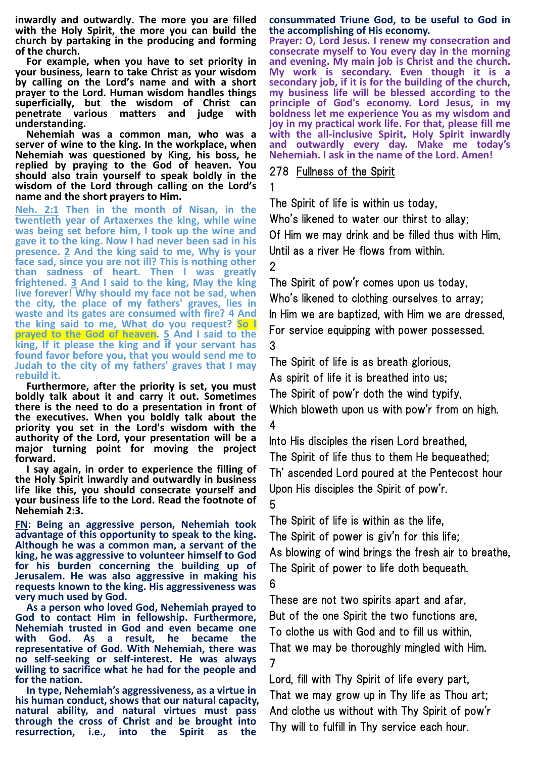**inwardly and outwardly. The more you are filled with the Holy Spirit, the more you can build the church by partaking in the producing and forming of the church.**

**For example, when you have to set priority in your business, learn to take Christ as your wisdom by calling on the Lord's name and with a short prayer to the Lord. Human wisdom handles things superficially, but the wisdom of Christ can penetrate various matters and judge with understanding.**

**Nehemiah was a common man, who was a server of wine to the king. In the workplace, when Nehemiah was questioned by King, his boss, he replied by praying to the God of heaven. You should also train yourself to speak boldly in the wisdom of the Lord through calling on the Lord's name and the short prayers to Him.**

**Neh. 2:1 Then in the month of Nisan, in the twentieth year of Artaxerxes the king, while wine was being set before him, I took up the wine and gave it to the king. Now I had never been sad in his presence. 2 And the king said to me, Why is your face sad, since you are not ill? This is nothing other than sadness of heart. Then I was greatly frightened. 3 And I said to the king, May the king live forever! Why should my face not be sad, when the city, the place of my fathers' graves, lies in waste and its gates are consumed with fire? 4 And the king said to me, What do you request? So I prayed to the God of heaven. 5 And I said to the king, If it please the king and if your servant has found favor before you, that you would send me to Judah to the city of my fathers' graves that I may rebuild it.**

**Furthermore, after the priority is set, you must boldly talk about it and carry it out. Sometimes there is the need to do a presentation in front of the executives. When you boldly talk about the priority you set in the Lord's wisdom with the authority of the Lord, your presentation will be a major turning point for moving the project forward.**

**I say again, in order to experience the filling of the Holy Spirit inwardly and outwardly in business life like this, you should consecrate yourself and your business life to the Lord. Read the footnote of Nehemiah 2:3.**

**FN: Being an aggressive person, Nehemiah took advantage of this opportunity to speak to the king. Although he was a common man, a servant of the king, he was aggressive to volunteer himself to God for his burden concerning the building up of Jerusalem. He was also aggressive in making his requests known to the king. His aggressiveness was very much used by God.**

**As a person who loved God, Nehemiah prayed to God to contact Him in fellowship. Furthermore, Nehemiah trusted in God and even became one with God. As a result, he became the representative of God. With Nehemiah, there was no self-seeking or self-interest. He was always willing to sacrifice what he had for the people and for the nation.**

**In type, Nehemiah's aggressiveness, as a virtue in his human conduct, shows that our natural capacity, natural ability, and natural virtues must pass through the cross of Christ and be brought into resurrection, i.e., into the Spirit as the consummated Triune God, to be useful to God in the accomplishing of His economy.**

**Prayer: O, Lord Jesus. I renew my consecration and consecrate myself to You every day in the morning and evening. My main job is Christ and the church. My work is secondary. Even though it is a secondary job, if it is for the building of the church, my business life will be blessed according to the principle of God's economy. Lord Jesus, in my boldness let me experience You as my wisdom and joy in my practical work life. For that, please fill me with the all-inclusive Spirit, Holy Spirit inwardly and outwardly every day. Make me today's Nehemiah. I ask in the name of the Lord. Amen!**

278 Fullness of the Spirit

1

The Spirit of life is within us today,
Who's likened to water our thirst to allay;
Of Him we may drink and be filled thus with Him,
Until as a river He flows from within.

2

The Spirit of pow'r comes upon us today,
Who's likened to clothing ourselves to array;
In Him we are baptized, with Him we are dressed,
For service equipping with power possessed.

3

The Spirit of life is as breath glorious,
As spirit of life it is breathed into us;
The Spirit of pow'r doth the wind typify,
Which bloweth upon us with pow'r from on high.

4

Into His disciples the risen Lord breathed,
The Spirit of life thus to them He bequeathed;
Th' ascended Lord poured at the Pentecost hour
Upon His disciples the Spirit of pow'r.

5

The Spirit of life is within as the life,
The Spirit of power is giv'n for this life;
As blowing of wind brings the fresh air to breathe,
The Spirit of power to life doth bequeath.

6

These are not two spirits apart and afar,
But of the one Spirit the two functions are,
To clothe us with God and to fill us within,
That we may be thoroughly mingled with Him.

7

Lord, fill with Thy Spirit of life every part,
That we may grow up in Thy life as Thou art;
And clothe us without with Thy Spirit of pow'r
Thy will to fulfill in Thy service each hour.